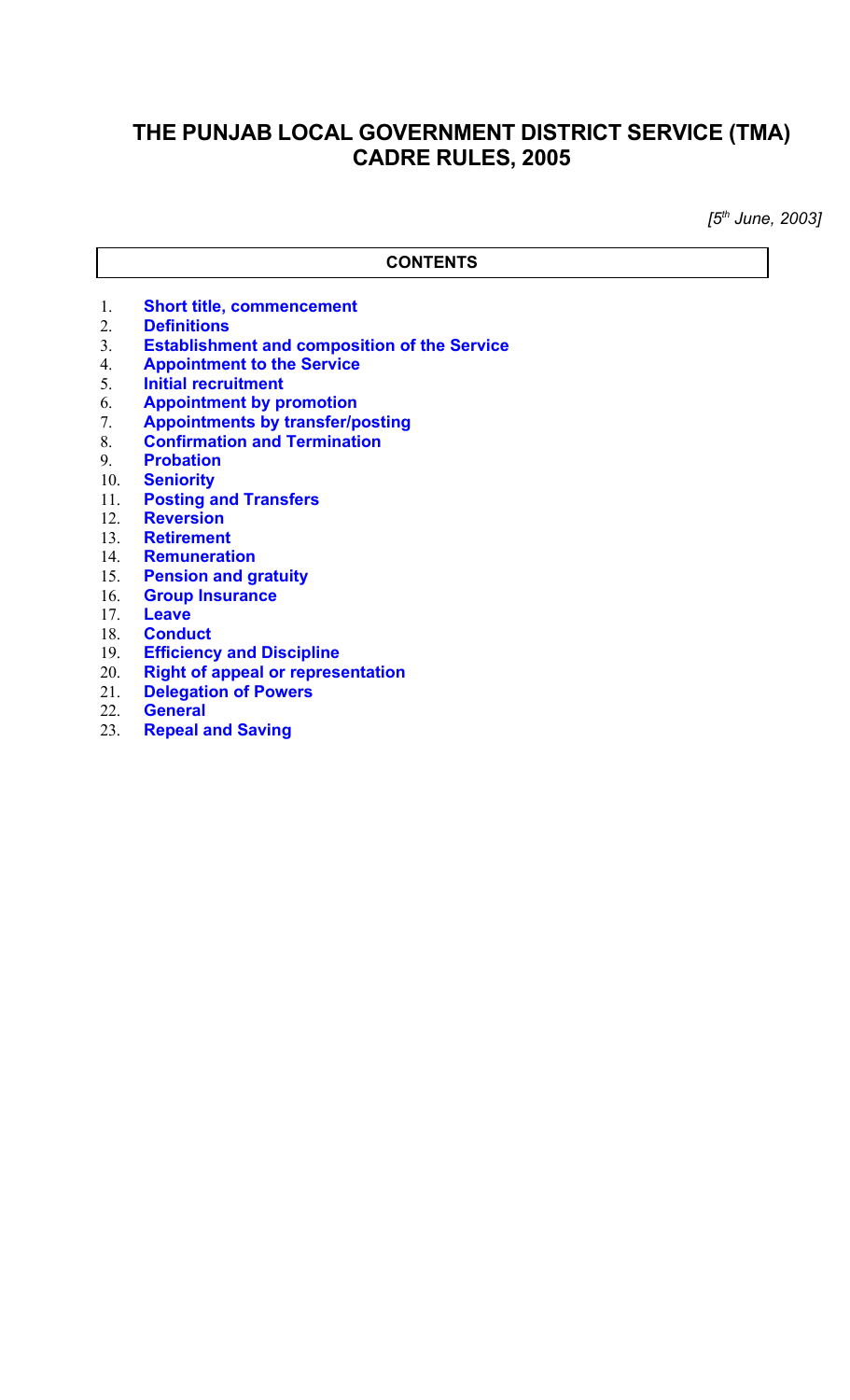# THE PUNJAB LOCAL GOVERNMENT DISTRICT SERVICE (TMA) CADRE RULES, 2005

*[5th June, 2003]*

## CONTENTS

1. **Short title, commencement**
2. **Definitions**
3. **Establishment and composition of the Service**
4. **Appointment to the Service**
5. **Initial recruitment**
6. **Appointment by promotion**
7. **Appointments by transfer/posting**
8. **Confirmation and Termination**
9. **Probation**
10. **Seniority**
11. **Posting and Transfers**
12. **Reversion**
13. **Retirement**
14. **Remuneration**
15. **Pension and gratuity**
16. **Group Insurance**
17. **Leave**
18. **Conduct**
19. **Efficiency and Discipline**
20. **Right of appeal or representation**
21. **Delegation of Powers**
22. **General**
23. **Repeal and Saving**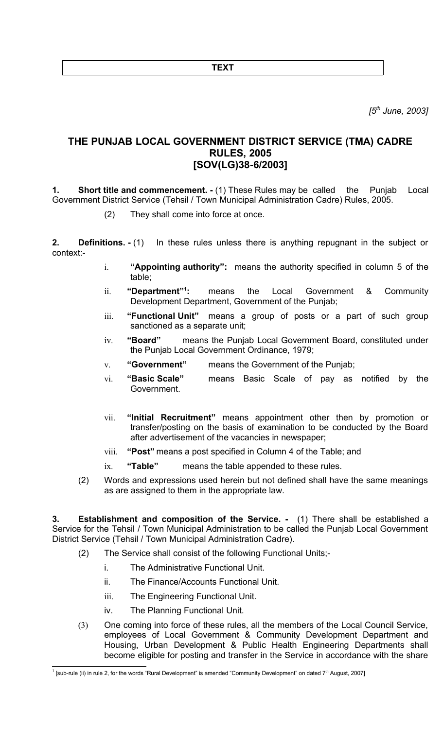**TEXT**

*[5th June, 2003]*

## THE PUNJAB LOCAL GOVERNMENT DISTRICT SERVICE (TMA) CADRE RULES, 2005
## [SOV(LG)38-6/2003]

**1. Short title and commencement. -** (1) These Rules may be called the Punjab Local Government District Service (Tehsil / Town Municipal Administration Cadre) Rules, 2005.

(2) They shall come into force at once.

**2. Definitions. -** (1) In these rules unless there is anything repugnant in the subject or context:-

i. **"Appointing authority":** means the authority specified in column 5 of the table;

ii. **"Department"[1]:** means the Local Government & Community Development Department, Government of the Punjab;

iii. **"Functional Unit"** means a group of posts or a part of such group sanctioned as a separate unit;

iv. **"Board"** means the Punjab Local Government Board, constituted under the Punjab Local Government Ordinance, 1979;

v. **"Government"** means the Government of the Punjab;

vi. **"Basic Scale"** means Basic Scale of pay as notified by the Government.

vii. **"Initial Recruitment"** means appointment other then by promotion or transfer/posting on the basis of examination to be conducted by the Board after advertisement of the vacancies in newspaper;

viii. **"Post"** means a post specified in Column 4 of the Table; and

ix. **"Table"** means the table appended to these rules.

(2) Words and expressions used herein but not defined shall have the same meanings as are assigned to them in the appropriate law.

**3. Establishment and composition of the Service. -** (1) There shall be established a Service for the Tehsil / Town Municipal Administration to be called the Punjab Local Government District Service (Tehsil / Town Municipal Administration Cadre).

(2) The Service shall consist of the following Functional Units;-

i. The Administrative Functional Unit.

ii. The Finance/Accounts Functional Unit.

iii. The Engineering Functional Unit.

iv. The Planning Functional Unit.

(3) One coming into force of these rules, all the members of the Local Council Service, employees of Local Government & Community Development Department and Housing, Urban Development & Public Health Engineering Departments shall become eligible for posting and transfer in the Service in accordance with the share

[1] [sub-rule (ii) in rule 2, for the words "Rural Development" is amended "Community Development" on dated 7th August, 2007]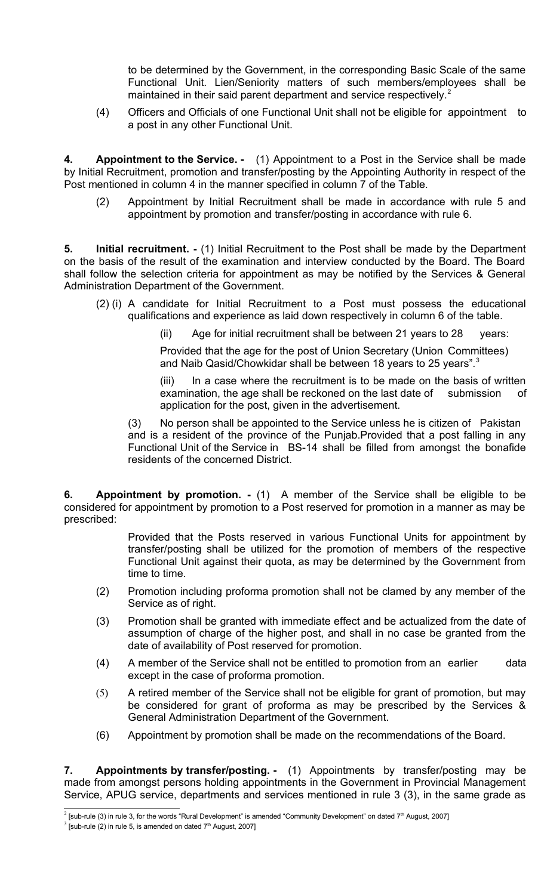to be determined by the Government, in the corresponding Basic Scale of the same Functional Unit. Lien/Seniority matters of such members/employees shall be maintained in their said parent department and service respectively.[2]

(4) Officers and Officials of one Functional Unit shall not be eligible for appointment to a post in any other Functional Unit.

**4. Appointment to the Service. -** (1) Appointment to a Post in the Service shall be made by Initial Recruitment, promotion and transfer/posting by the Appointing Authority in respect of the Post mentioned in column 4 in the manner specified in column 7 of the Table.

(2) Appointment by Initial Recruitment shall be made in accordance with rule 5 and appointment by promotion and transfer/posting in accordance with rule 6.

**5. Initial recruitment. -** (1) Initial Recruitment to the Post shall be made by the Department on the basis of the result of the examination and interview conducted by the Board. The Board shall follow the selection criteria for appointment as may be notified by the Services & General Administration Department of the Government.

(2) (i) A candidate for Initial Recruitment to a Post must possess the educational qualifications and experience as laid down respectively in column 6 of the table.

(ii) Age for initial recruitment shall be between 21 years to 28 years:

Provided that the age for the post of Union Secretary (Union Committees) and Naib Qasid/Chowkidar shall be between 18 years to 25 years".[3]

(iii) In a case where the recruitment is to be made on the basis of written examination, the age shall be reckoned on the last date of submission of application for the post, given in the advertisement.

(3) No person shall be appointed to the Service unless he is citizen of Pakistan and is a resident of the province of the Punjab.Provided that a post falling in any Functional Unit of the Service in BS-14 shall be filled from amongst the bonafide residents of the concerned District.

**6. Appointment by promotion. -** (1) A member of the Service shall be eligible to be considered for appointment by promotion to a Post reserved for promotion in a manner as may be prescribed:

Provided that the Posts reserved in various Functional Units for appointment by transfer/posting shall be utilized for the promotion of members of the respective Functional Unit against their quota, as may be determined by the Government from time to time.

(2) Promotion including proforma promotion shall not be clamed by any member of the Service as of right.

(3) Promotion shall be granted with immediate effect and be actualized from the date of assumption of charge of the higher post, and shall in no case be granted from the date of availability of Post reserved for promotion.

(4) A member of the Service shall not be entitled to promotion from an earlier data except in the case of proforma promotion.

(5) A retired member of the Service shall not be eligible for grant of promotion, but may be considered for grant of proforma as may be prescribed by the Services & General Administration Department of the Government.

(6) Appointment by promotion shall be made on the recommendations of the Board.

**7. Appointments by transfer/posting. -** (1) Appointments by transfer/posting may be made from amongst persons holding appointments in the Government in Provincial Management Service, APUG service, departments and services mentioned in rule 3 (3), in the same grade as

---

[2] [sub-rule (3) in rule 3, for the words "Rural Development" is amended "Community Development" on dated 7th August, 2007]

[3] [sub-rule (2) in rule 5, is amended on dated 7th August, 2007]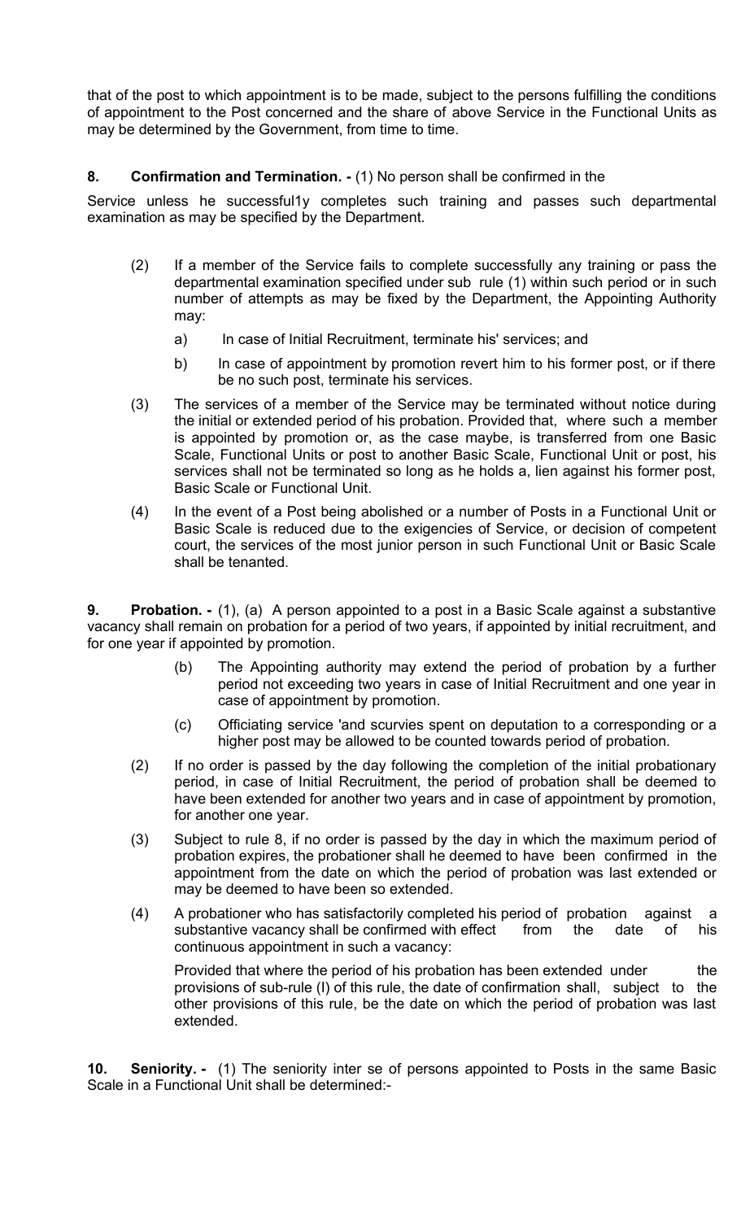that of the post to which appointment is to be made, subject to the persons fulfilling the conditions of appointment to the Post concerned and the share of above Service in the Functional Units as may be determined by the Government, from time to time.

**8. Confirmation and Termination. -** (1) No person shall be confirmed in the

Service unless he successful1y completes such training and passes such departmental examination as may be specified by the Department.

(2) If a member of the Service fails to complete successfully any training or pass the departmental examination specified under sub rule (1) within such period or in such number of attempts as may be fixed by the Department, the Appointing Authority may:

a) In case of Initial Recruitment, terminate his' services; and

b) In case of appointment by promotion revert him to his former post, or if there be no such post, terminate his services.

(3) The services of a member of the Service may be terminated without notice during the initial or extended period of his probation. Provided that, where such a member is appointed by promotion or, as the case maybe, is transferred from one Basic Scale, Functional Units or post to another Basic Scale, Functional Unit or post, his services shall not be terminated so long as he holds a, lien against his former post, Basic Scale or Functional Unit.

(4) In the event of a Post being abolished or a number of Posts in a Functional Unit or Basic Scale is reduced due to the exigencies of Service, or decision of competent court, the services of the most junior person in such Functional Unit or Basic Scale shall be tenanted.

**9. Probation. -** (1), (a) A person appointed to a post in a Basic Scale against a substantive vacancy shall remain on probation for a period of two years, if appointed by initial recruitment, and for one year if appointed by promotion.

(b) The Appointing authority may extend the period of probation by a further period not exceeding two years in case of Initial Recruitment and one year in case of appointment by promotion.

(c) Officiating service 'and scurvies spent on deputation to a corresponding or a higher post may be allowed to be counted towards period of probation.

(2) If no order is passed by the day following the completion of the initial probationary period, in case of Initial Recruitment, the period of probation shall be deemed to have been extended for another two years and in case of appointment by promotion, for another one year.

(3) Subject to rule 8, if no order is passed by the day in which the maximum period of probation expires, the probationer shall he deemed to have been confirmed in the appointment from the date on which the period of probation was last extended or may be deemed to have been so extended.

(4) A probationer who has satisfactorily completed his period of probation against a substantive vacancy shall be confirmed with effect from the date of his continuous appointment in such a vacancy:

Provided that where the period of his probation has been extended under the provisions of sub-rule (I) of this rule, the date of confirmation shall, subject to the other provisions of this rule, be the date on which the period of probation was last extended.

**10. Seniority. -** (1) The seniority inter se of persons appointed to Posts in the same Basic Scale in a Functional Unit shall be determined:-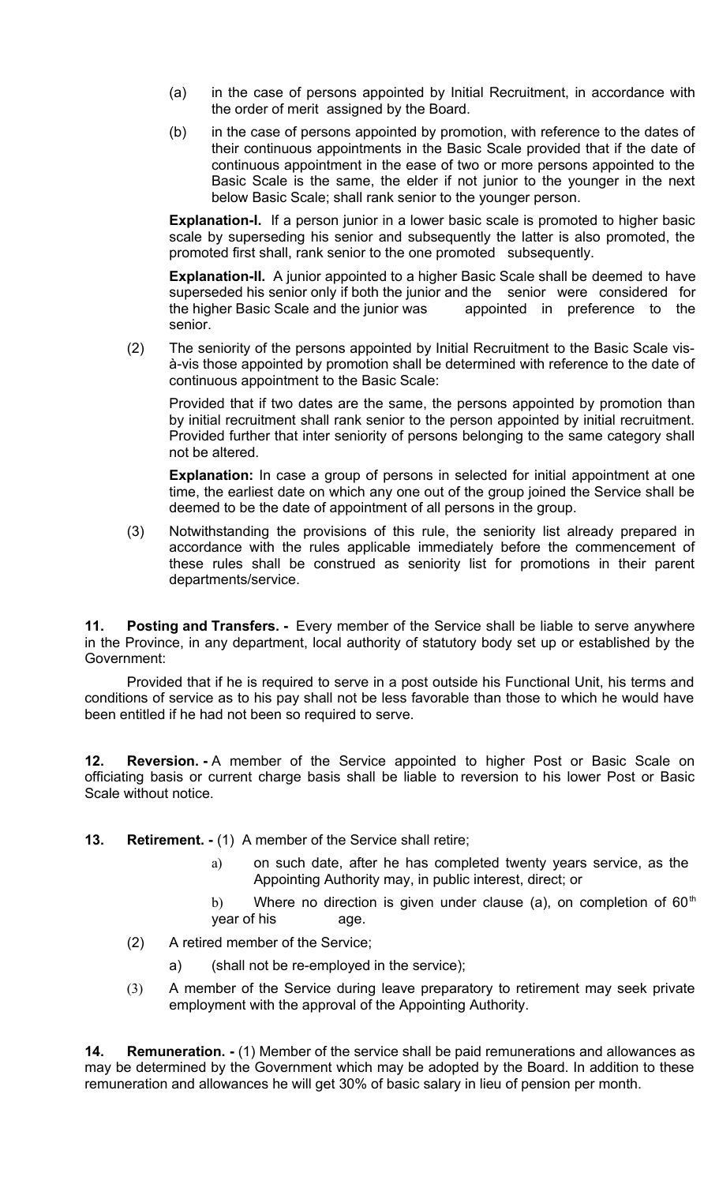(a) in the case of persons appointed by Initial Recruitment, in accordance with the order of merit assigned by the Board.

(b) in the case of persons appointed by promotion, with reference to the dates of their continuous appointments in the Basic Scale provided that if the date of continuous appointment in the ease of two or more persons appointed to the Basic Scale is the same, the elder if not junior to the younger in the next below Basic Scale; shall rank senior to the younger person.

**Explanation-I.** If a person junior in a lower basic scale is promoted to higher basic scale by superseding his senior and subsequently the latter is also promoted, the promoted first shall, rank senior to the one promoted subsequently.

**Explanation-II.** A junior appointed to a higher Basic Scale shall be deemed to have superseded his senior only if both the junior and the senior were considered for the higher Basic Scale and the junior was appointed in preference to the senior.

(2) The seniority of the persons appointed by Initial Recruitment to the Basic Scale vis-à-vis those appointed by promotion shall be determined with reference to the date of continuous appointment to the Basic Scale:

Provided that if two dates are the same, the persons appointed by promotion than by initial recruitment shall rank senior to the person appointed by initial recruitment. Provided further that inter seniority of persons belonging to the same category shall not be altered.

**Explanation:** In case a group of persons in selected for initial appointment at one time, the earliest date on which any one out of the group joined the Service shall be deemed to be the date of appointment of all persons in the group.

(3) Notwithstanding the provisions of this rule, the seniority list already prepared in accordance with the rules applicable immediately before the commencement of these rules shall be construed as seniority list for promotions in their parent departments/service.

**11. Posting and Transfers. -** Every member of the Service shall be liable to serve anywhere in the Province, in any department, local authority of statutory body set up or established by the Government:

Provided that if he is required to serve in a post outside his Functional Unit, his terms and conditions of service as to his pay shall not be less favorable than those to which he would have been entitled if he had not been so required to serve.

**12. Reversion. -** A member of the Service appointed to higher Post or Basic Scale on officiating basis or current charge basis shall be liable to reversion to his lower Post or Basic Scale without notice.

**13. Retirement. -** (1) A member of the Service shall retire;

a) on such date, after he has completed twenty years service, as the Appointing Authority may, in public interest, direct; or

b) Where no direction is given under clause (a), on completion of 60th year of his age.

(2) A retired member of the Service;

a) (shall not be re-employed in the service);

(3) A member of the Service during leave preparatory to retirement may seek private employment with the approval of the Appointing Authority.

**14. Remuneration. -** (1) Member of the service shall be paid remunerations and allowances as may be determined by the Government which may be adopted by the Board. In addition to these remuneration and allowances he will get 30% of basic salary in lieu of pension per month.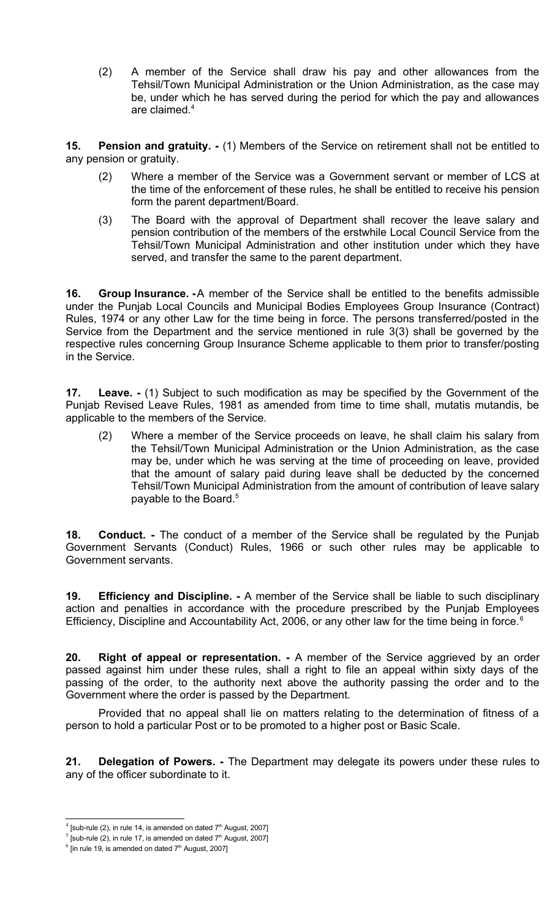(2) A member of the Service shall draw his pay and other allowances from the Tehsil/Town Municipal Administration or the Union Administration, as the case may be, under which he has served during the period for which the pay and allowances are claimed.[4]

**15. Pension and gratuity. -** (1) Members of the Service on retirement shall not be entitled to any pension or gratuity.

(2) Where a member of the Service was a Government servant or member of LCS at the time of the enforcement of these rules, he shall be entitled to receive his pension form the parent department/Board.

(3) The Board with the approval of Department shall recover the leave salary and pension contribution of the members of the erstwhile Local Council Service from the Tehsil/Town Municipal Administration and other institution under which they have served, and transfer the same to the parent department.

**16. Group Insurance. -**A member of the Service shall be entitled to the benefits admissible under the Punjab Local Councils and Municipal Bodies Employees Group Insurance (Contract) Rules, 1974 or any other Law for the time being in force. The persons transferred/posted in the Service from the Department and the service mentioned in rule 3(3) shall be governed by the respective rules concerning Group Insurance Scheme applicable to them prior to transfer/posting in the Service.

**17. Leave. -** (1) Subject to such modification as may be specified by the Government of the Punjab Revised Leave Rules, 1981 as amended from time to time shall, mutatis mutandis, be applicable to the members of the Service.

(2) Where a member of the Service proceeds on leave, he shall claim his salary from the Tehsil/Town Municipal Administration or the Union Administration, as the case may be, under which he was serving at the time of proceeding on leave, provided that the amount of salary paid during leave shall be deducted by the concerned Tehsil/Town Municipal Administration from the amount of contribution of leave salary payable to the Board.[5]

**18. Conduct. -** The conduct of a member of the Service shall be regulated by the Punjab Government Servants (Conduct) Rules, 1966 or such other rules may be applicable to Government servants.

**19. Efficiency and Discipline. -** A member of the Service shall be liable to such disciplinary action and penalties in accordance with the procedure prescribed by the Punjab Employees Efficiency, Discipline and Accountability Act, 2006, or any other law for the time being in force.[6]

**20. Right of appeal or representation. -** A member of the Service aggrieved by an order passed against him under these rules, shall a right to file an appeal within sixty days of the passing of the order, to the authority next above the authority passing the order and to the Government where the order is passed by the Department.

Provided that no appeal shall lie on matters relating to the determination of fitness of a person to hold a particular Post or to be promoted to a higher post or Basic Scale.

**21. Delegation of Powers. -** The Department may delegate its powers under these rules to any of the officer subordinate to it.

---

[4] [sub-rule (2), in rule 14, is amended on dated 7th August, 2007]

[5] [sub-rule (2), in rule 17, is amended on dated 7th August, 2007]

[6] [in rule 19, is amended on dated 7th August, 2007]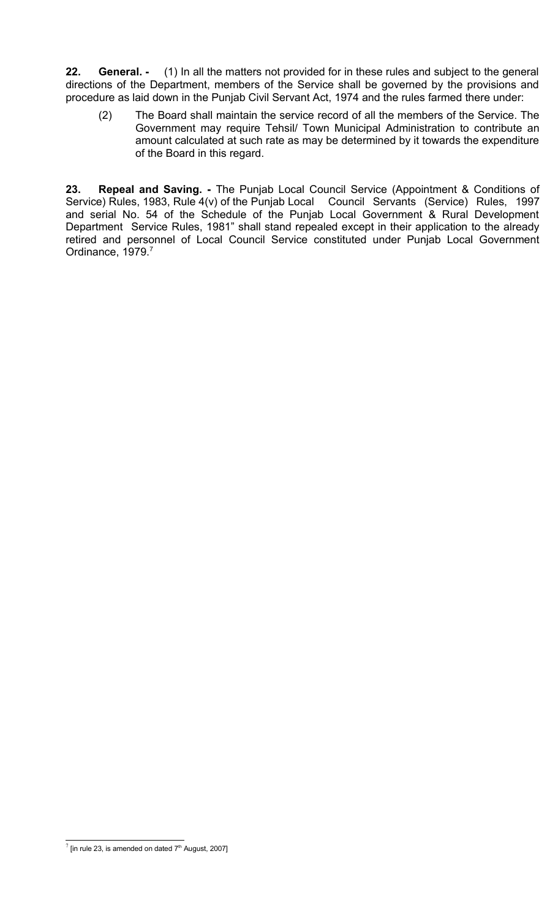**22. General. -** (1) In all the matters not provided for in these rules and subject to the general directions of the Department, members of the Service shall be governed by the provisions and procedure as laid down in the Punjab Civil Servant Act, 1974 and the rules farmed there under:

(2) The Board shall maintain the service record of all the members of the Service. The Government may require Tehsil/ Town Municipal Administration to contribute an amount calculated at such rate as may be determined by it towards the expenditure of the Board in this regard.

**23. Repeal and Saving. -** The Punjab Local Council Service (Appointment & Conditions of Service) Rules, 1983, Rule 4(v) of the Punjab Local Council Servants (Service) Rules, 1997 and serial No. 54 of the Schedule of the Punjab Local Government & Rural Development Department Service Rules, 1981" shall stand repealed except in their application to the already retired and personnel of Local Council Service constituted under Punjab Local Government Ordinance, 1979.[7]

---

[7] [in rule 23, is amended on dated 7th August, 2007]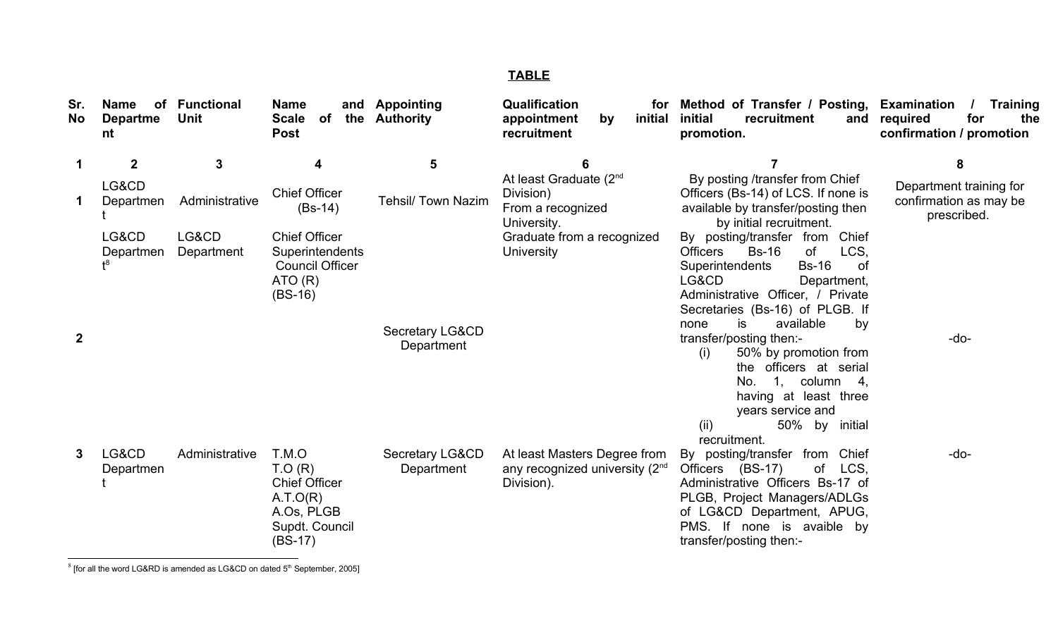## TABLE

| Sr. No | Name of Department | Functional Unit | Name and Scale of the Post | Appointing Authority | Qualification for appointment by initial recruitment | Method of Transfer / Posting, initial recruitment and promotion. | Examination / Training required for the confirmation / promotion |
|---|---|---|---|---|---|---|---|
| 1 | 2 | 3 | 4 | 5 | 6 | 7 | 8 |
| 1 | LG&CD Department | Administrative | Chief Officer (Bs-14) | Tehsil/ Town Nazim | At least Graduate (2nd Division) From a recognized University. | By posting /transfer from Chief Officers (Bs-14) of LCS. If none is available by transfer/posting then by initial recruitment. | Department training for confirmation as may be prescribed. |
| 2 | LG&CD Department[8] | LG&CD Department | Chief Officer Superintendents Council Officer ATO (R) (BS-16) | Secretary LG&CD Department | Graduate from a recognized University | By posting/transfer from Chief Officers Bs-16 of LCS, Superintendents Bs-16 of LG&CD Department, Administrative Officer, / Private Secretaries (Bs-16) of PLGB. If none is available by transfer/posting then:- (i) 50% by promotion from the officers at serial No. 1, column 4, having at least three years service and (ii) 50% by initial recruitment. | -do- |
| 3 | LG&CD Department | Administrative | T.M.O T.O (R) Chief Officer A.T.O(R) A.Os, PLGB Supdt. Council (BS-17) | Secretary LG&CD Department | At least Masters Degree from any recognized university (2nd Division). | By posting/transfer from Chief Officers (BS-17) of LCS, Administrative Officers Bs-17 of PLGB, Project Managers/ADLGs of LG&CD Department, APUG, PMS. If none is avaible by transfer/posting then:- | -do- |

[8] [for all the word LG&RD is amended as LG&CD on dated 5th September, 2005]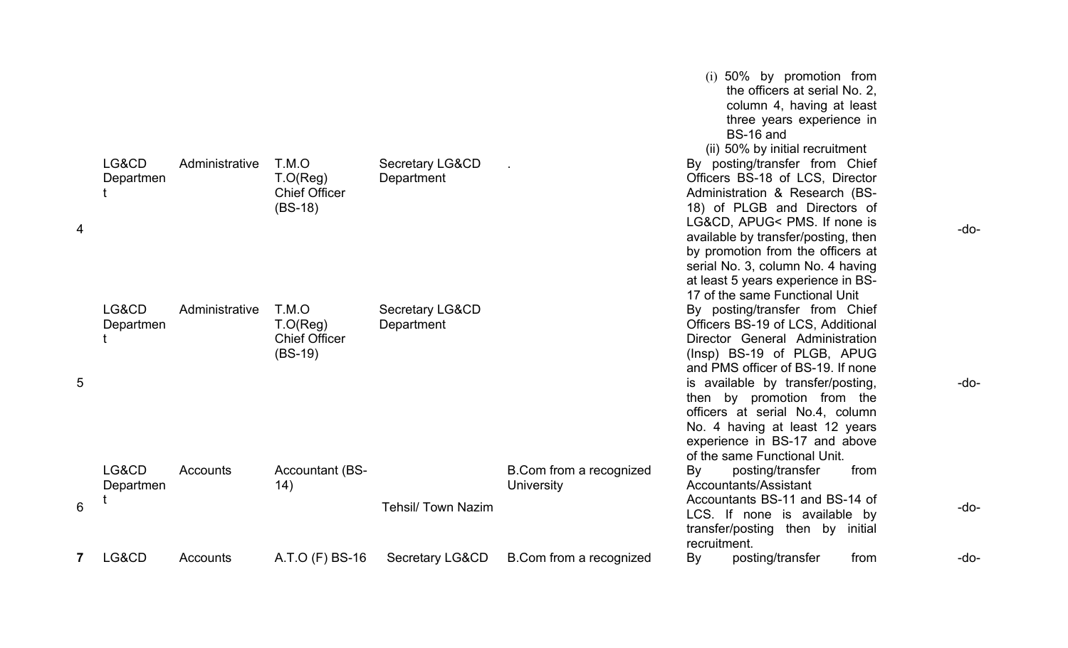| | | | | | | | |
|---|---|---|---|---|---|---|---|
| | | | | | | (i) 50% by promotion from the officers at serial No. 2, column 4, having at least three years experience in BS-16 and<br>(ii) 50% by initial recruitment | |
| 4 | LG&CD Department | Administrative | T.M.O T.O(Reg) Chief Officer (BS-18) | Secretary LG&CD Department | . | By posting/transfer from Chief Officers BS-18 of LCS, Director Administration & Research (BS-18) of PLGB and Directors of LG&CD, APUG< PMS. If none is available by transfer/posting, then by promotion from the officers at serial No. 3, column No. 4 having at least 5 years experience in BS-17 of the same Functional Unit | -do- |
| 5 | LG&CD Department | Administrative | T.M.O T.O(Reg) Chief Officer (BS-19) | Secretary LG&CD Department | | By posting/transfer from Chief Officers BS-19 of LCS, Additional Director General Administration (Insp) BS-19 of PLGB, APUG and PMS officer of BS-19. If none is available by transfer/posting, then by promotion from the officers at serial No.4, column No. 4 having at least 12 years experience in BS-17 and above of the same Functional Unit. | -do- |
| 6 | LG&CD Department | Accounts | Accountant (BS-14) | Tehsil/ Town Nazim | B.Com from a recognized University | By posting/transfer from Accountants/Assistant Accountants BS-11 and BS-14 of LCS. If none is available by transfer/posting then by initial recruitment. | -do- |
| **7** | LG&CD | Accounts | A.T.O (F) BS-16 | Secretary LG&CD | B.Com from a recognized | By posting/transfer from | -do- |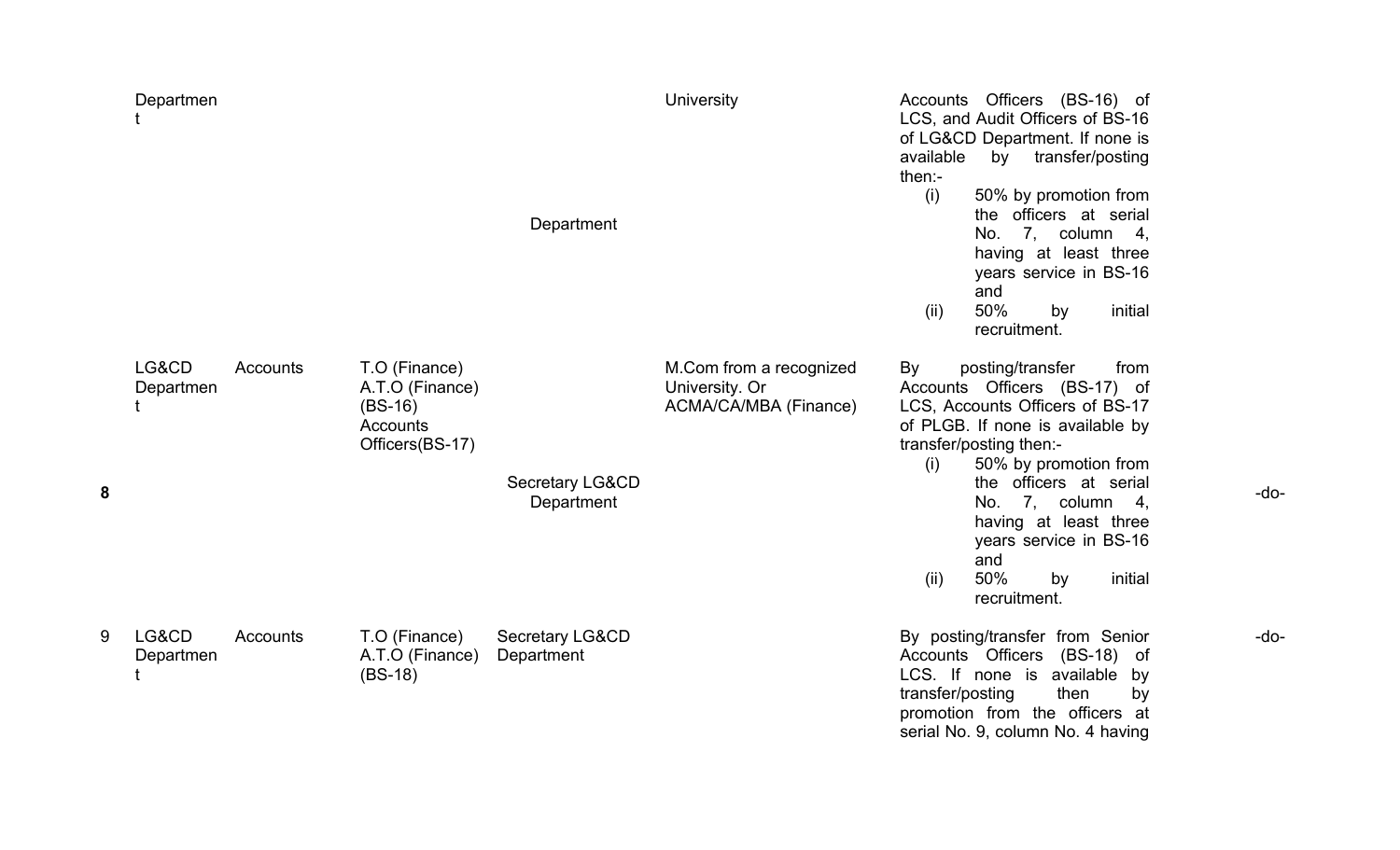| | | | | | | | |
|---|---|---|---|---|---|---|---|
| | Department | | | Department | University | Accounts Officers (BS-16) of LCS, and Audit Officers of BS-16 of LG&CD Department. If none is available by transfer/posting then:- (i) 50% by promotion from the officers at serial No. 7, column 4, having at least three years service in BS-16 and (ii) 50% by initial recruitment. | |
| 8 | LG&CD Department | Accounts | T.O (Finance) A.T.O (Finance) (BS-16) Accounts Officers(BS-17) | Secretary LG&CD Department | M.Com from a recognized University. Or ACMA/CA/MBA (Finance) | By posting/transfer from Accounts Officers (BS-17) of LCS, Accounts Officers of BS-17 of PLGB. If none is available by transfer/posting then:- (i) 50% by promotion from the officers at serial No. 7, column 4, having at least three years service in BS-16 and (ii) 50% by initial recruitment. | -do- |
| 9 | LG&CD Department | Accounts | T.O (Finance) A.T.O (Finance) (BS-18) | Secretary LG&CD Department | | By posting/transfer from Senior Accounts Officers (BS-18) of LCS. If none is available by transfer/posting then by promotion from the officers at serial No. 9, column No. 4 having | -do- |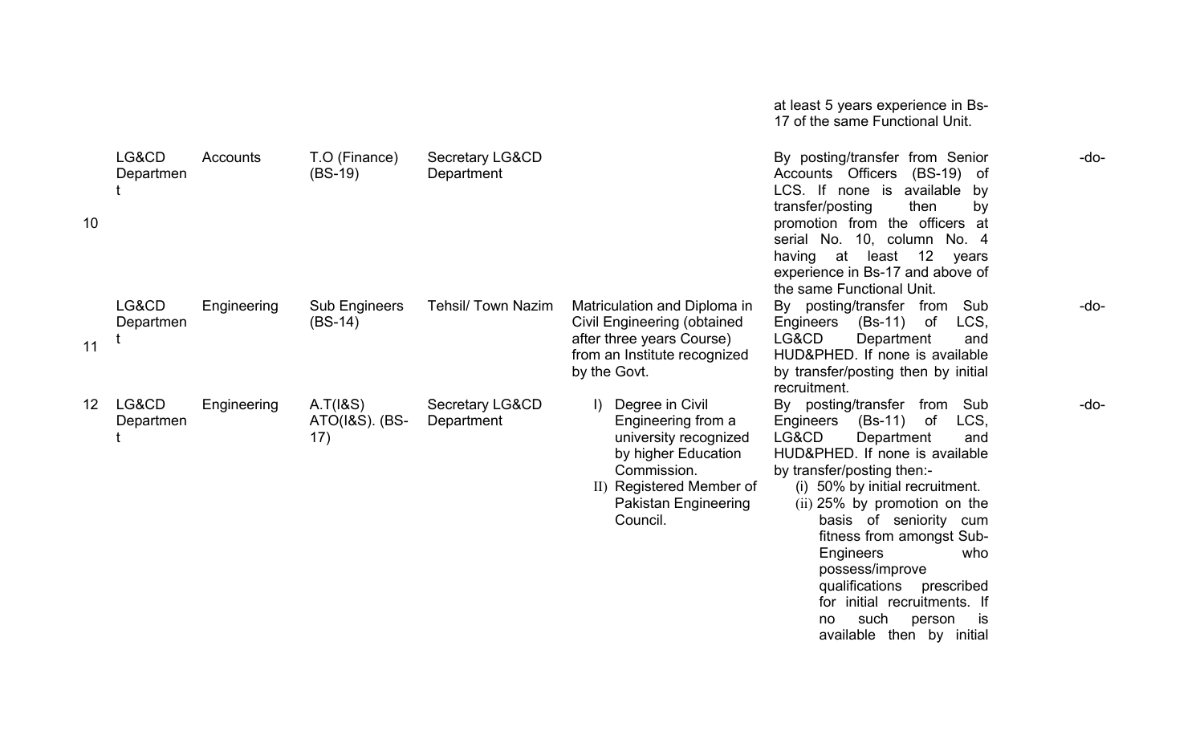| | | | | | | | |
|---|---|---|---|---|---|---|---|
| | | | | | | at least 5 years experience in Bs-17 of the same Functional Unit. | |
| 10 | LG&CD Department | Accounts | T.O (Finance) (BS-19) | Secretary LG&CD Department | | By posting/transfer from Senior Accounts Officers (BS-19) of LCS. If none is available by transfer/posting then by promotion from the officers at serial No. 10, column No. 4 having at least 12 years experience in Bs-17 and above of the same Functional Unit. | -do- |
| 11 | LG&CD Department | Engineering | Sub Engineers (BS-14) | Tehsil/ Town Nazim | Matriculation and Diploma in Civil Engineering (obtained after three years Course) from an Institute recognized by the Govt. | By posting/transfer from Sub Engineers (Bs-11) of LCS, LG&CD Department and HUD&PHED. If none is available by transfer/posting then by initial recruitment. | -do- |
| 12 | LG&CD Department | Engineering | A.T(I&S) ATO(I&S). (BS-17) | Secretary LG&CD Department | I) Degree in Civil Engineering from a university recognized by higher Education Commission.<br>II) Registered Member of Pakistan Engineering Council. | By posting/transfer from Sub Engineers (Bs-11) of LCS, LG&CD Department and HUD&PHED. If none is available by transfer/posting then:-<br>(i) 50% by initial recruitment.<br>(ii) 25% by promotion on the basis of seniority cum fitness from amongst Sub-Engineers who possess/improve qualifications prescribed for initial recruitments. If no such person is available then by initial | -do- |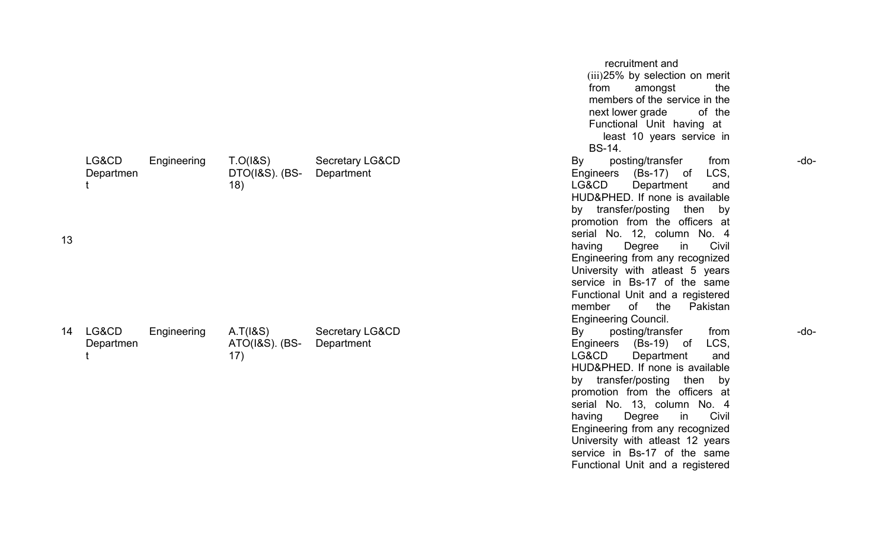| | | | | | | |
|---|---|---|---|---|---|---|
| | | | | | recruitment and<br>(iii)25% by selection on merit from amongst the members of the service in the next lower grade of the Functional Unit having at least 10 years service in BS-14. | |
| 13 | LG&CD Department | Engineering | T.O(I&S) DTO(I&S). (BS-18) | Secretary LG&CD Department | By posting/transfer from Engineers (Bs-17) of LCS, LG&CD Department and HUD&PHED. If none is available by transfer/posting then by promotion from the officers at serial No. 12, column No. 4 having Degree in Civil Engineering from any recognized University with atleast 5 years service in Bs-17 of the same Functional Unit and a registered member of the Pakistan Engineering Council. | -do- |
| 14 | LG&CD Department | Engineering | A.T(I&S) ATO(I&S). (BS-17) | Secretary LG&CD Department | By posting/transfer from Engineers (Bs-19) of LCS, LG&CD Department and HUD&PHED. If none is available by transfer/posting then by promotion from the officers at serial No. 13, column No. 4 having Degree in Civil Engineering from any recognized University with atleast 12 years service in Bs-17 of the same Functional Unit and a registered | -do- |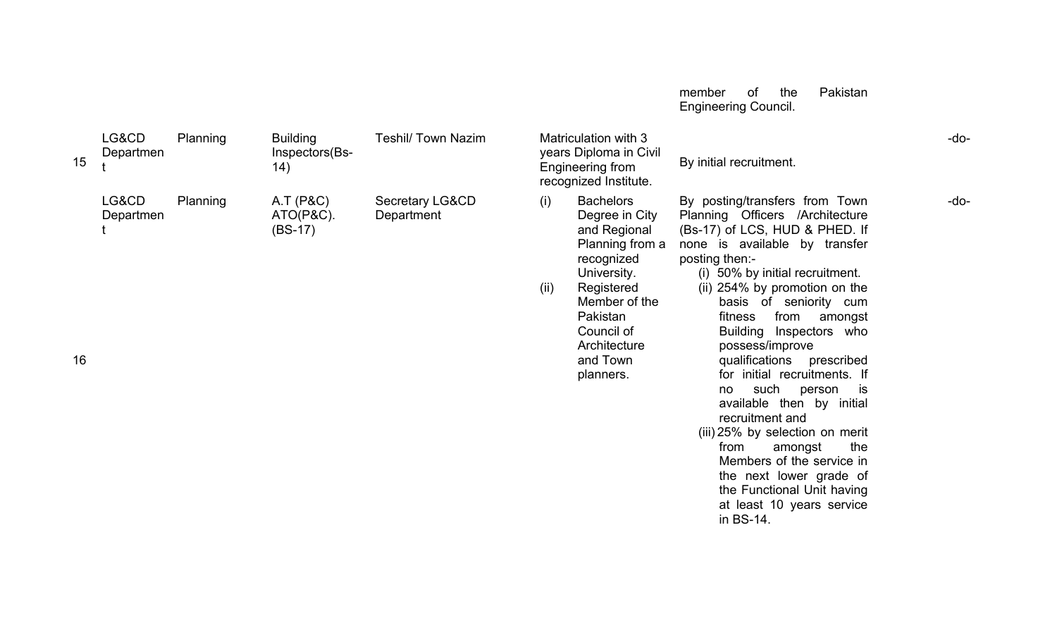| | | | | | | | |
|---|---|---|---|---|---|---|---|
| | | | | | | member of the Pakistan Engineering Council. | |
| 15 | LG&CD Department | Planning | Building Inspectors(Bs-14) | Teshil/ Town Nazim | Matriculation with 3 years Diploma in Civil Engineering from recognized Institute. | By initial recruitment. | -do- |
| 16 | LG&CD Department | Planning | A.T (P&C) ATO(P&C). (BS-17) | Secretary LG&CD Department | (i) Bachelors Degree in City and Regional Planning from a recognized University. (ii) Registered Member of the Pakistan Council of Architecture and Town planners. | By posting/transfers from Town Planning Officers /Architecture (Bs-17) of LCS, HUD & PHED. If none is available by transfer posting then:- (i) 50% by initial recruitment. (ii) 254% by promotion on the basis of seniority cum fitness from amongst Building Inspectors who possess/improve qualifications prescribed for initial recruitments. If no such person is available then by initial recruitment and (iii) 25% by selection on merit from amongst the Members of the service in the next lower grade of the Functional Unit having at least 10 years service in BS-14. | -do- |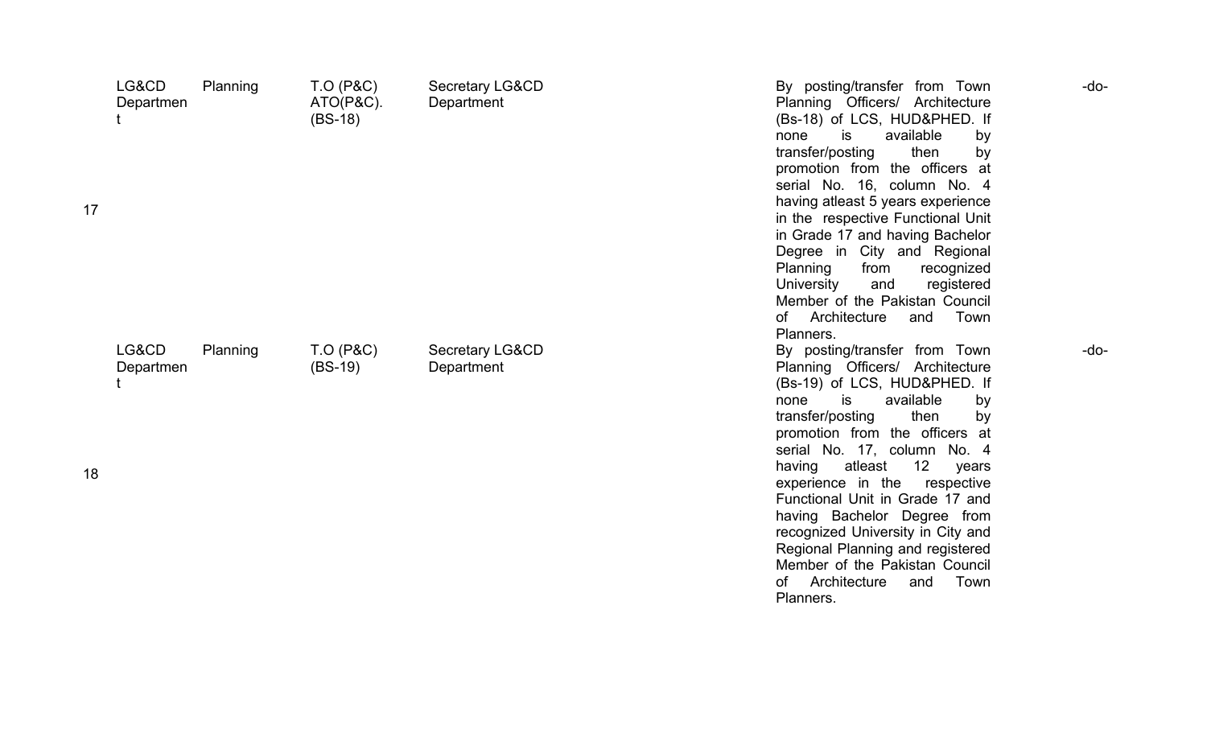| | | | | | | | |
|---|---|---|---|---|---|---|---|
| 17 | LG&CD Department | Planning | T.O (P&C) ATO(P&C). (BS-18) | Secretary LG&CD Department | | By posting/transfer from Town Planning Officers/ Architecture (Bs-18) of LCS, HUD&PHED. If none is available by transfer/posting then by promotion from the officers at serial No. 16, column No. 4 having atleast 5 years experience in the respective Functional Unit in Grade 17 and having Bachelor Degree in City and Regional Planning from recognized University and registered Member of the Pakistan Council of Architecture and Town Planners. | -do- |
| 18 | LG&CD Department | Planning | T.O (P&C) (BS-19) | Secretary LG&CD Department | | By posting/transfer from Town Planning Officers/ Architecture (Bs-19) of LCS, HUD&PHED. If none is available by transfer/posting then by promotion from the officers at serial No. 17, column No. 4 having atleast 12 years experience in the respective Functional Unit in Grade 17 and having Bachelor Degree from recognized University in City and Regional Planning and registered Member of the Pakistan Council of Architecture and Town Planners. | -do- |